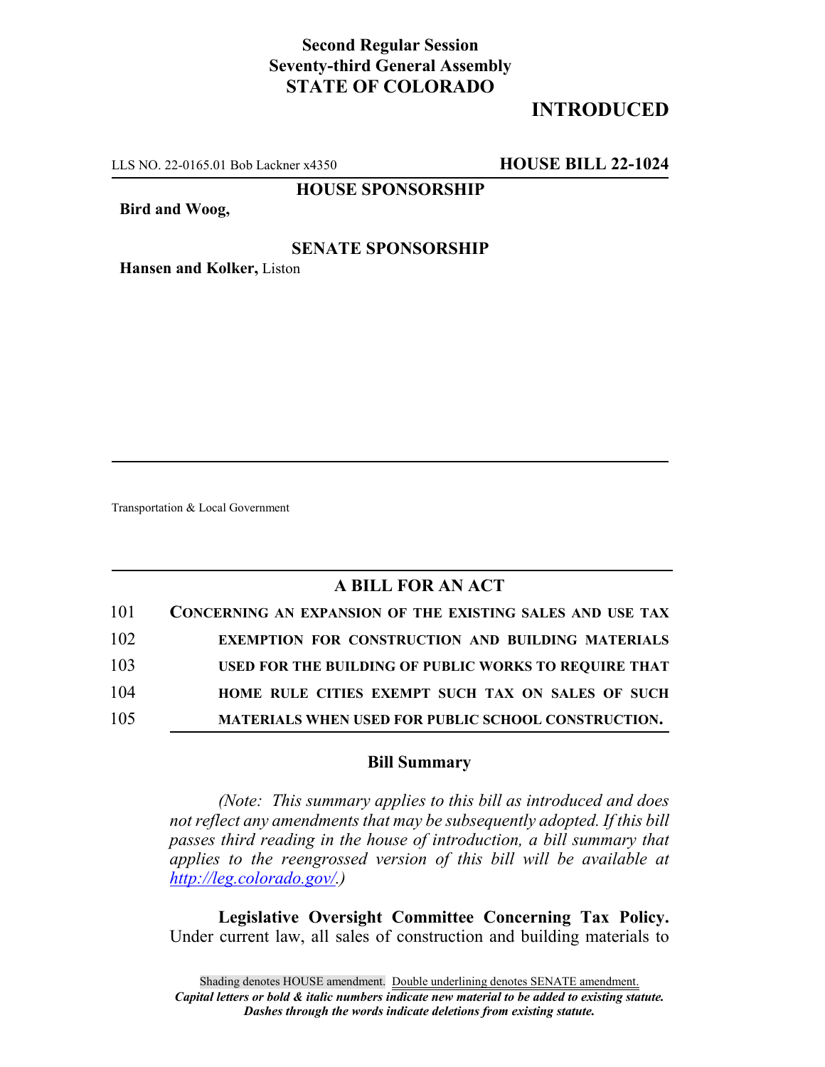**Second Regular Session**
**Seventy-third General Assembly**
**STATE OF COLORADO**

# INTRODUCED

LLS NO. 22-0165.01 Bob Lackner x4350 **HOUSE BILL 22-1024**

**HOUSE SPONSORSHIP**

**Bird and Woog,**

**SENATE SPONSORSHIP**

**Hansen and Kolker,** Liston

Transportation & Local Government

## A BILL FOR AN ACT

101 **CONCERNING AN EXPANSION OF THE EXISTING SALES AND USE TAX**
102 **EXEMPTION FOR CONSTRUCTION AND BUILDING MATERIALS**
103 **USED FOR THE BUILDING OF PUBLIC WORKS TO REQUIRE THAT**
104 **HOME RULE CITIES EXEMPT SUCH TAX ON SALES OF SUCH**
105 **MATERIALS WHEN USED FOR PUBLIC SCHOOL CONSTRUCTION.**

### Bill Summary

*(Note: This summary applies to this bill as introduced and does not reflect any amendments that may be subsequently adopted. If this bill passes third reading in the house of introduction, a bill summary that applies to the reengrossed version of this bill will be available at http://leg.colorado.gov/.)*

**Legislative Oversight Committee Concerning Tax Policy.** Under current law, all sales of construction and building materials to

Shading denotes HOUSE amendment. Double underlining denotes SENATE amendment.
*Capital letters or bold & italic numbers indicate new material to be added to existing statute.*
*Dashes through the words indicate deletions from existing statute.*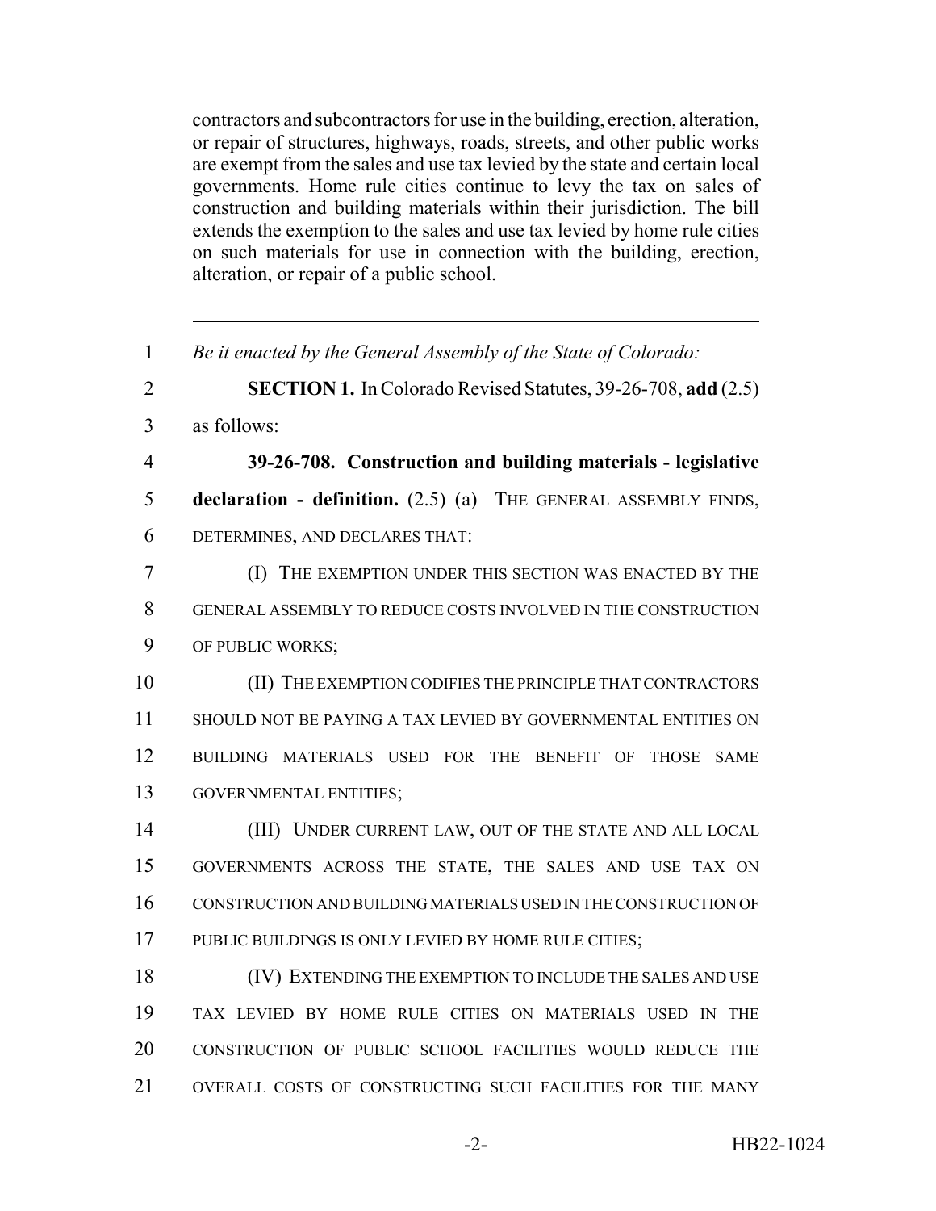contractors and subcontractors for use in the building, erection, alteration, or repair of structures, highways, roads, streets, and other public works are exempt from the sales and use tax levied by the state and certain local governments. Home rule cities continue to levy the tax on sales of construction and building materials within their jurisdiction. The bill extends the exemption to the sales and use tax levied by home rule cities on such materials for use in connection with the building, erection, alteration, or repair of a public school.

---

1 *Be it enacted by the General Assembly of the State of Colorado:*

2 **SECTION 1.** In Colorado Revised Statutes, 39-26-708, **add** (2.5)
3 as follows:

4 **39-26-708. Construction and building materials - legislative**
5 **declaration - definition.** (2.5) (a) THE GENERAL ASSEMBLY FINDS,
6 DETERMINES, AND DECLARES THAT:

7 (I) THE EXEMPTION UNDER THIS SECTION WAS ENACTED BY THE
8 GENERAL ASSEMBLY TO REDUCE COSTS INVOLVED IN THE CONSTRUCTION
9 OF PUBLIC WORKS;

10 (II) THE EXEMPTION CODIFIES THE PRINCIPLE THAT CONTRACTORS
11 SHOULD NOT BE PAYING A TAX LEVIED BY GOVERNMENTAL ENTITIES ON
12 BUILDING MATERIALS USED FOR THE BENEFIT OF THOSE SAME
13 GOVERNMENTAL ENTITIES;

14 (III) UNDER CURRENT LAW, OUT OF THE STATE AND ALL LOCAL
15 GOVERNMENTS ACROSS THE STATE, THE SALES AND USE TAX ON
16 CONSTRUCTION AND BUILDING MATERIALS USED IN THE CONSTRUCTION OF
17 PUBLIC BUILDINGS IS ONLY LEVIED BY HOME RULE CITIES;

18 (IV) EXTENDING THE EXEMPTION TO INCLUDE THE SALES AND USE
19 TAX LEVIED BY HOME RULE CITIES ON MATERIALS USED IN THE
20 CONSTRUCTION OF PUBLIC SCHOOL FACILITIES WOULD REDUCE THE
21 OVERALL COSTS OF CONSTRUCTING SUCH FACILITIES FOR THE MANY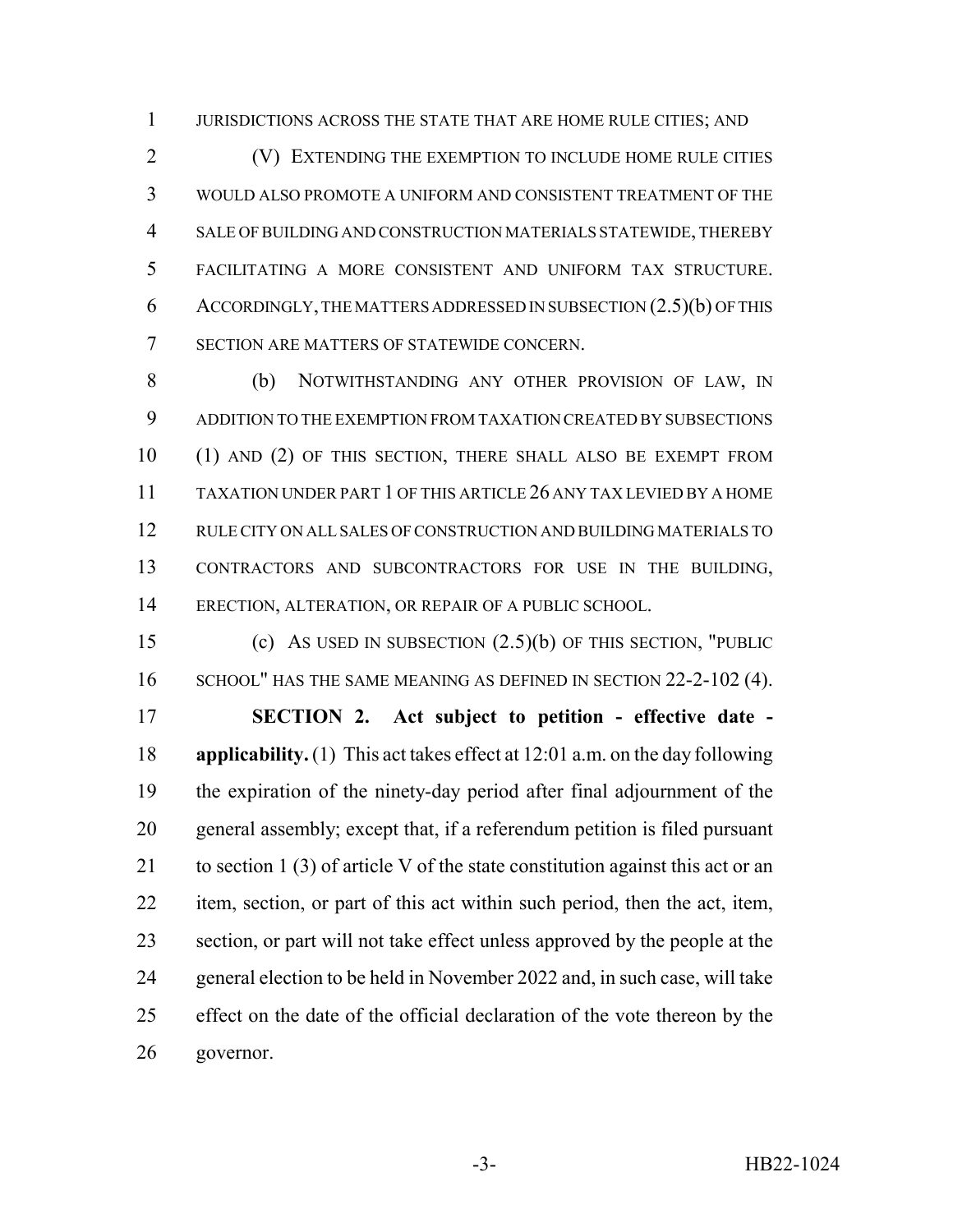JURISDICTIONS ACROSS THE STATE THAT ARE HOME RULE CITIES; AND

(V) EXTENDING THE EXEMPTION TO INCLUDE HOME RULE CITIES WOULD ALSO PROMOTE A UNIFORM AND CONSISTENT TREATMENT OF THE SALE OF BUILDING AND CONSTRUCTION MATERIALS STATEWIDE, THEREBY FACILITATING A MORE CONSISTENT AND UNIFORM TAX STRUCTURE. ACCORDINGLY, THE MATTERS ADDRESSED IN SUBSECTION (2.5)(b) OF THIS SECTION ARE MATTERS OF STATEWIDE CONCERN.

(b) NOTWITHSTANDING ANY OTHER PROVISION OF LAW, IN ADDITION TO THE EXEMPTION FROM TAXATION CREATED BY SUBSECTIONS (1) AND (2) OF THIS SECTION, THERE SHALL ALSO BE EXEMPT FROM TAXATION UNDER PART 1 OF THIS ARTICLE 26 ANY TAX LEVIED BY A HOME RULE CITY ON ALL SALES OF CONSTRUCTION AND BUILDING MATERIALS TO CONTRACTORS AND SUBCONTRACTORS FOR USE IN THE BUILDING, ERECTION, ALTERATION, OR REPAIR OF A PUBLIC SCHOOL.

(c) AS USED IN SUBSECTION (2.5)(b) OF THIS SECTION, "PUBLIC SCHOOL" HAS THE SAME MEANING AS DEFINED IN SECTION 22-2-102 (4).

**SECTION 2. Act subject to petition - effective date - applicability.** (1) This act takes effect at 12:01 a.m. on the day following the expiration of the ninety-day period after final adjournment of the general assembly; except that, if a referendum petition is filed pursuant to section 1 (3) of article V of the state constitution against this act or an item, section, or part of this act within such period, then the act, item, section, or part will not take effect unless approved by the people at the general election to be held in November 2022 and, in such case, will take effect on the date of the official declaration of the vote thereon by the governor.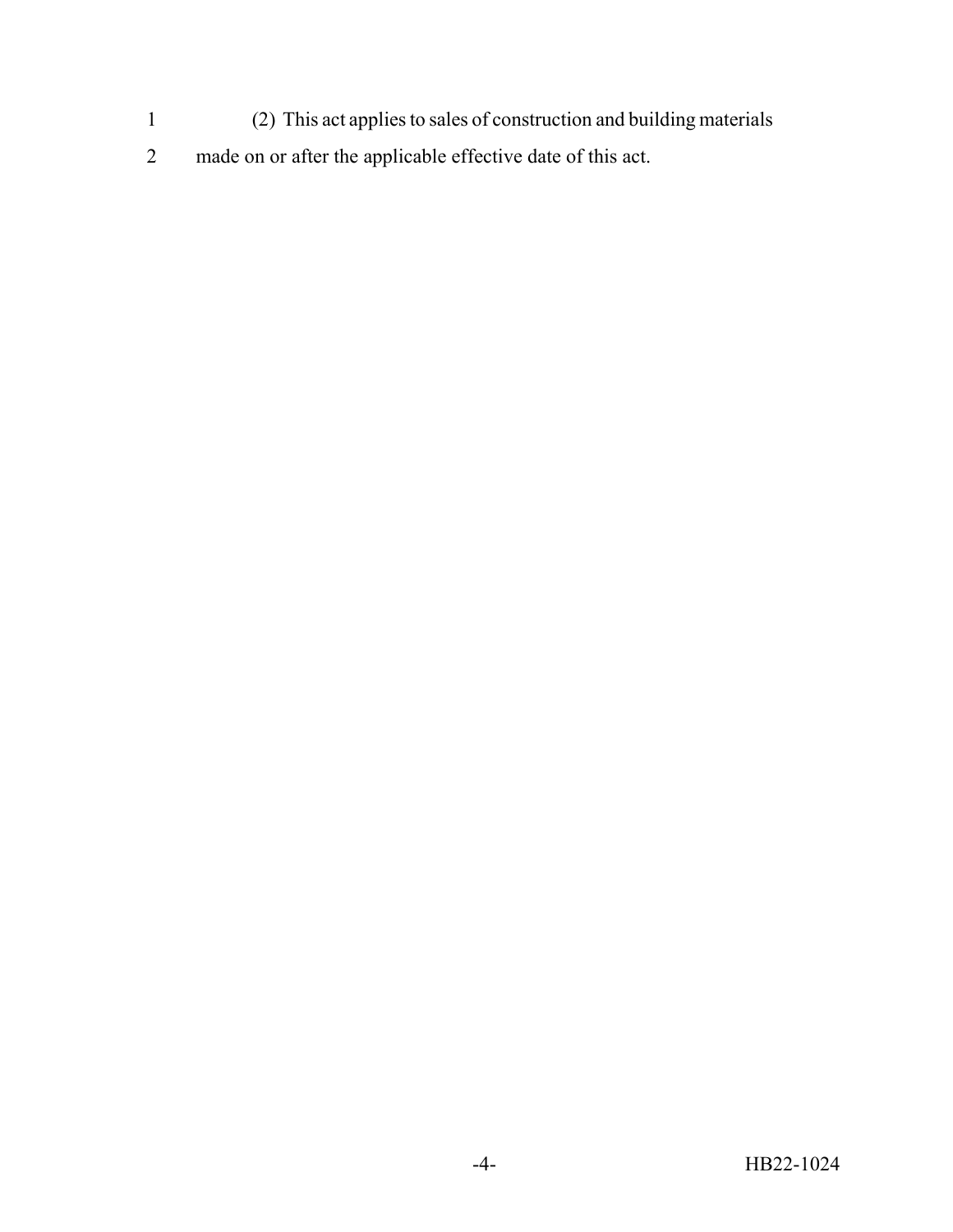(2) This act applies to sales of construction and building materials made on or after the applicable effective date of this act.